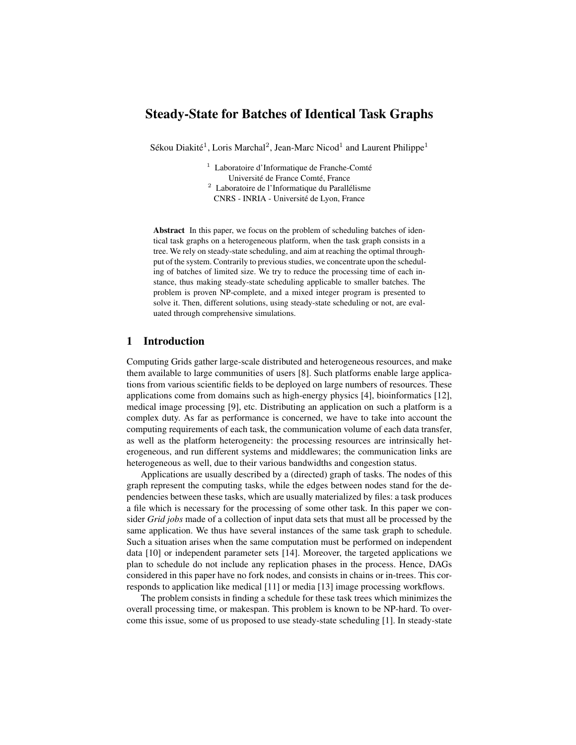# Steady-State for Batches of Identical Task Graphs

Sékou Diakité[1], Loris Marchal[2], Jean-Marc Nicod[1] and Laurent Philippe[1]

[1] Laboratoire d'Informatique de Franche-Comté
Université de France Comté, France
[2] Laboratoire de l'Informatique du Parallélisme
CNRS - INRIA - Université de Lyon, France

**Abstract** In this paper, we focus on the problem of scheduling batches of identical task graphs on a heterogeneous platform, when the task graph consists in a tree. We rely on steady-state scheduling, and aim at reaching the optimal throughput of the system. Contrarily to previous studies, we concentrate upon the scheduling of batches of limited size. We try to reduce the processing time of each instance, thus making steady-state scheduling applicable to smaller batches. The problem is proven NP-complete, and a mixed integer program is presented to solve it. Then, different solutions, using steady-state scheduling or not, are evaluated through comprehensive simulations.

## 1 Introduction

Computing Grids gather large-scale distributed and heterogeneous resources, and make them available to large communities of users [8]. Such platforms enable large applications from various scientific fields to be deployed on large numbers of resources. These applications come from domains such as high-energy physics [4], bioinformatics [12], medical image processing [9], etc. Distributing an application on such a platform is a complex duty. As far as performance is concerned, we have to take into account the computing requirements of each task, the communication volume of each data transfer, as well as the platform heterogeneity: the processing resources are intrinsically heterogeneous, and run different systems and middlewares; the communication links are heterogeneous as well, due to their various bandwidths and congestion status.

Applications are usually described by a (directed) graph of tasks. The nodes of this graph represent the computing tasks, while the edges between nodes stand for the dependencies between these tasks, which are usually materialized by files: a task produces a file which is necessary for the processing of some other task. In this paper we consider *Grid jobs* made of a collection of input data sets that must all be processed by the same application. We thus have several instances of the same task graph to schedule. Such a situation arises when the same computation must be performed on independent data [10] or independent parameter sets [14]. Moreover, the targeted applications we plan to schedule do not include any replication phases in the process. Hence, DAGs considered in this paper have no fork nodes, and consists in chains or in-trees. This corresponds to application like medical [11] or media [13] image processing workflows.

The problem consists in finding a schedule for these task trees which minimizes the overall processing time, or makespan. This problem is known to be NP-hard. To overcome this issue, some of us proposed to use steady-state scheduling [1]. In steady-state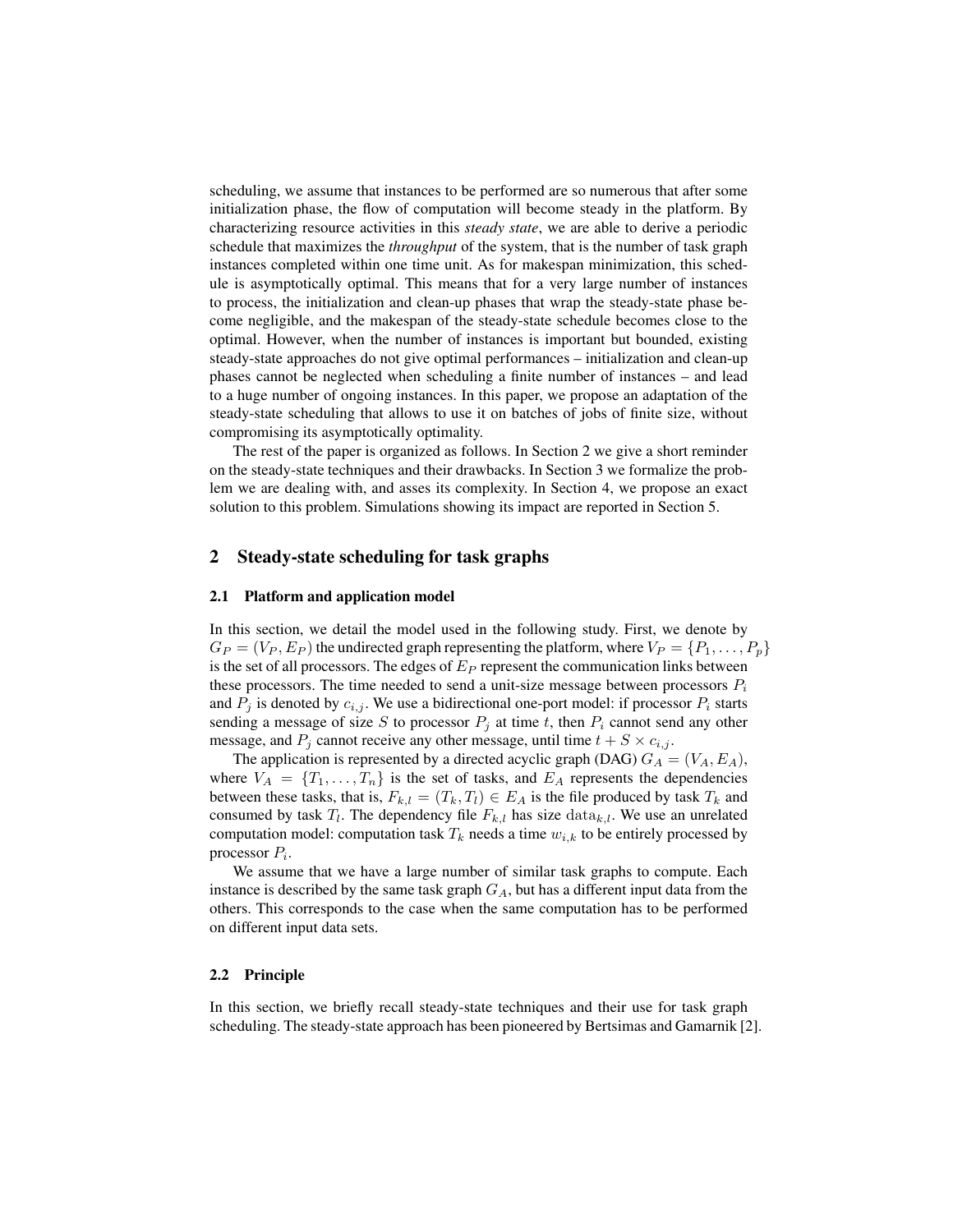scheduling, we assume that instances to be performed are so numerous that after some initialization phase, the flow of computation will become steady in the platform. By characterizing resource activities in this *steady state*, we are able to derive a periodic schedule that maximizes the *throughput* of the system, that is the number of task graph instances completed within one time unit. As for makespan minimization, this schedule is asymptotically optimal. This means that for a very large number of instances to process, the initialization and clean-up phases that wrap the steady-state phase become negligible, and the makespan of the steady-state schedule becomes close to the optimal. However, when the number of instances is important but bounded, existing steady-state approaches do not give optimal performances – initialization and clean-up phases cannot be neglected when scheduling a finite number of instances – and lead to a huge number of ongoing instances. In this paper, we propose an adaptation of the steady-state scheduling that allows to use it on batches of jobs of finite size, without compromising its asymptotically optimality.

The rest of the paper is organized as follows. In Section 2 we give a short reminder on the steady-state techniques and their drawbacks. In Section 3 we formalize the problem we are dealing with, and asses its complexity. In Section 4, we propose an exact solution to this problem. Simulations showing its impact are reported in Section 5.

## 2 Steady-state scheduling for task graphs

### 2.1 Platform and application model

In this section, we detail the model used in the following study. First, we denote by $G_P = (V_P, E_P)$ the undirected graph representing the platform, where $V_P = \{P_1, \ldots, P_p\}$ is the set of all processors. The edges of $E_P$ represent the communication links between these processors. The time needed to send a unit-size message between processors $P_i$ and $P_j$ is denoted by $c_{i,j}$. We use a bidirectional one-port model: if processor $P_i$ starts sending a message of size $S$ to processor $P_j$ at time $t$, then $P_i$ cannot send any other message, and $P_j$ cannot receive any other message, until time $t + S \times c_{i,j}$.

The application is represented by a directed acyclic graph (DAG) $G_A = (V_A, E_A)$, where $V_A = \{T_1, \ldots, T_n\}$ is the set of tasks, and $E_A$ represents the dependencies between these tasks, that is, $F_{k,l} = (T_k, T_l) \in E_A$ is the file produced by task $T_k$ and consumed by task $T_l$. The dependency file $F_{k,l}$ has size $\mathrm{data}_{k,l}$. We use an unrelated computation model: computation task $T_k$ needs a time $w_{i,k}$ to be entirely processed by processor $P_i$.

We assume that we have a large number of similar task graphs to compute. Each instance is described by the same task graph $G_A$, but has a different input data from the others. This corresponds to the case when the same computation has to be performed on different input data sets.

### 2.2 Principle

In this section, we briefly recall steady-state techniques and their use for task graph scheduling. The steady-state approach has been pioneered by Bertsimas and Gamarnik [2].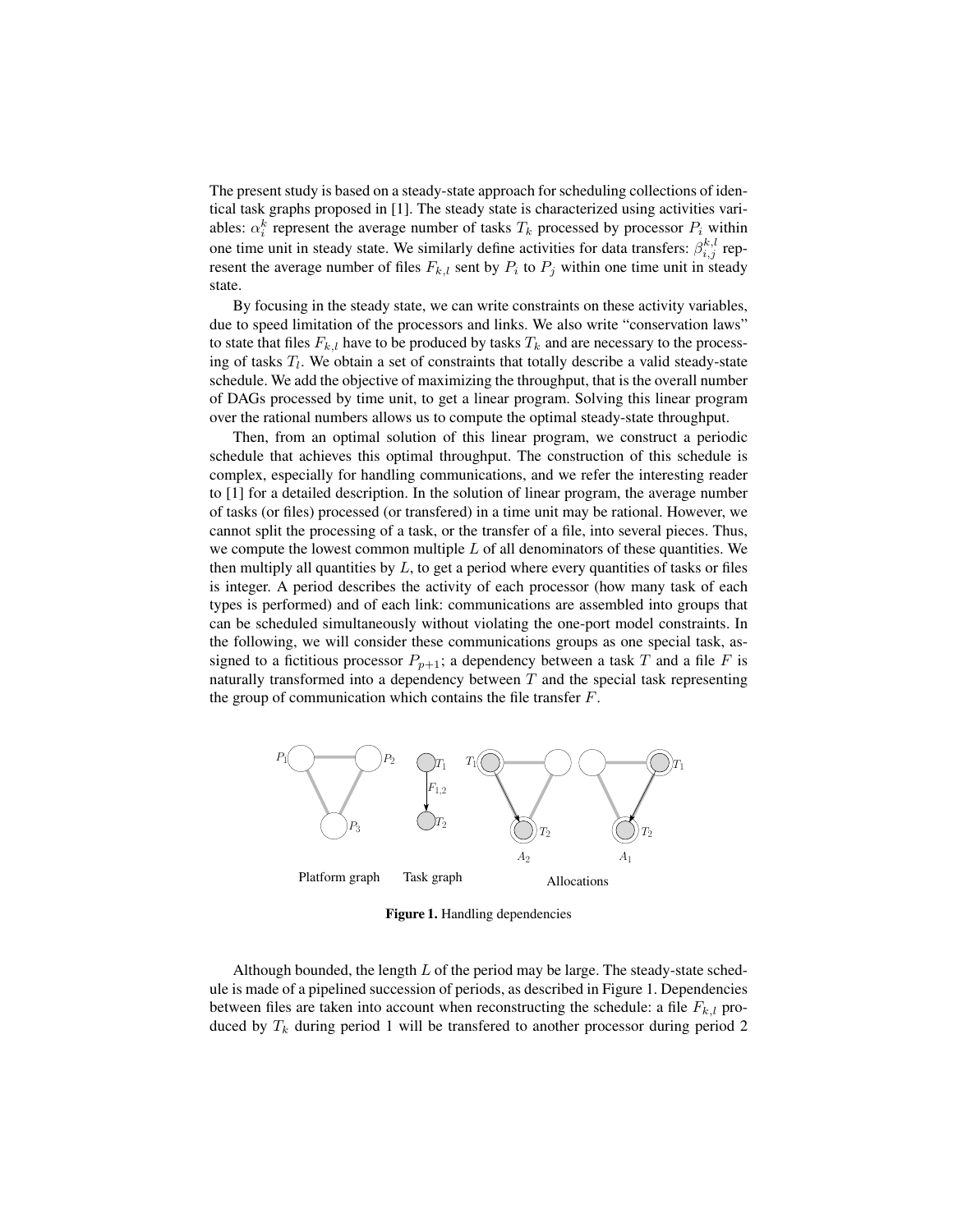The present study is based on a steady-state approach for scheduling collections of identical task graphs proposed in [1]. The steady state is characterized using activities variables: $\alpha_i^k$ represent the average number of tasks $T_k$ processed by processor $P_i$ within one time unit in steady state. We similarly define activities for data transfers: $\beta_{i,j}^{k,l}$ represent the average number of files $F_{k,l}$ sent by $P_i$ to $P_j$ within one time unit in steady state.

By focusing in the steady state, we can write constraints on these activity variables, due to speed limitation of the processors and links. We also write "conservation laws" to state that files $F_{k,l}$ have to be produced by tasks $T_k$ and are necessary to the processing of tasks $T_l$. We obtain a set of constraints that totally describe a valid steady-state schedule. We add the objective of maximizing the throughput, that is the overall number of DAGs processed by time unit, to get a linear program. Solving this linear program over the rational numbers allows us to compute the optimal steady-state throughput.

Then, from an optimal solution of this linear program, we construct a periodic schedule that achieves this optimal throughput. The construction of this schedule is complex, especially for handling communications, and we refer the interesting reader to [1] for a detailed description. In the solution of linear program, the average number of tasks (or files) processed (or transfered) in a time unit may be rational. However, we cannot split the processing of a task, or the transfer of a file, into several pieces. Thus, we compute the lowest common multiple $L$ of all denominators of these quantities. We then multiply all quantities by $L$, to get a period where every quantities of tasks or files is integer. A period describes the activity of each processor (how many task of each types is performed) and of each link: communications are assembled into groups that can be scheduled simultaneously without violating the one-port model constraints. In the following, we will consider these communications groups as one special task, assigned to a fictitious processor $P_{p+1}$; a dependency between a task $T$ and a file $F$ is naturally transformed into a dependency between $T$ and the special task representing the group of communication which contains the file transfer $F$.

**Figure 1.** Handling dependencies

Although bounded, the length $L$ of the period may be large. The steady-state schedule is made of a pipelined succession of periods, as described in Figure 1. Dependencies between files are taken into account when reconstructing the schedule: a file $F_{k,l}$ produced by $T_k$ during period 1 will be transfered to another processor during period 2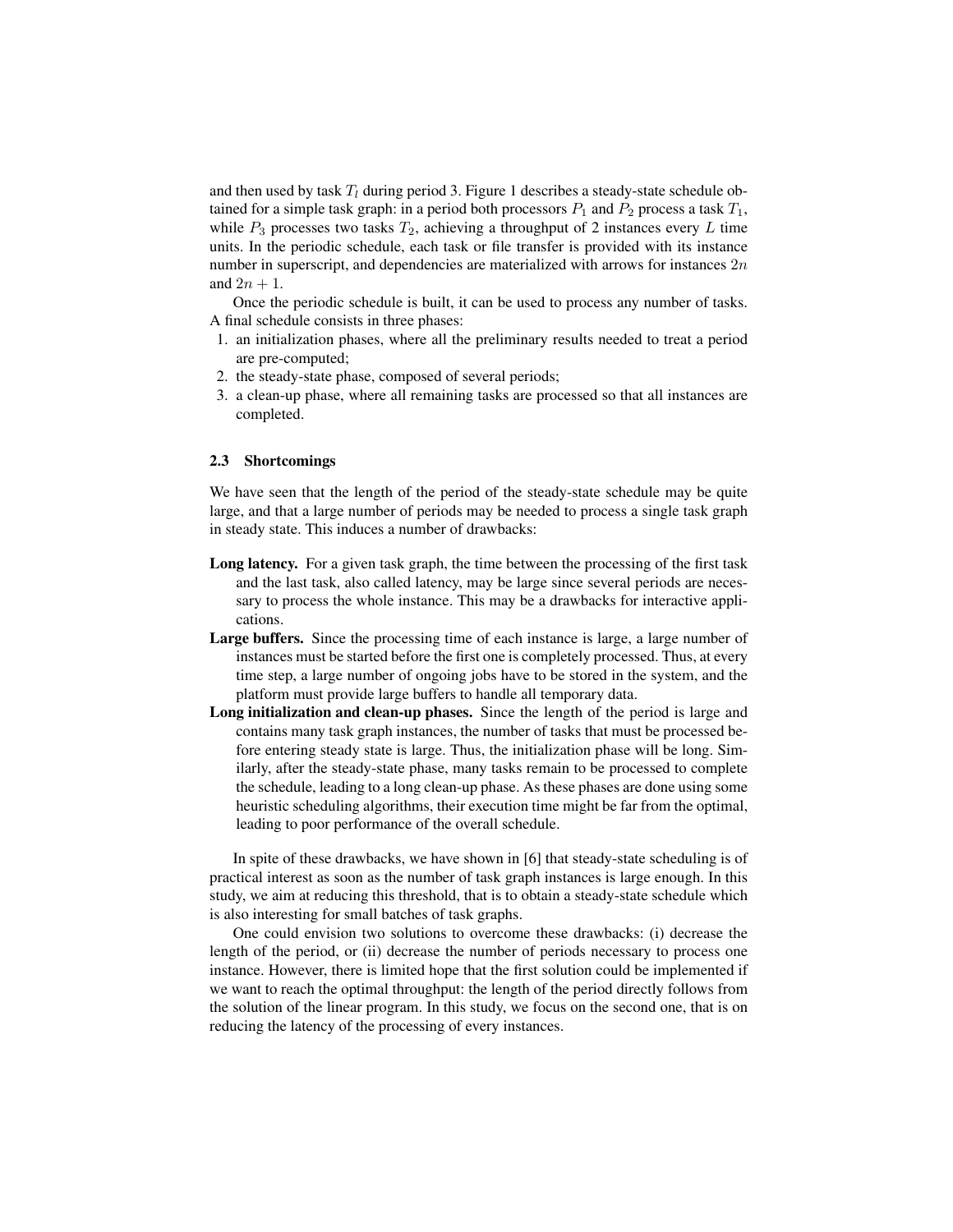and then used by task $T_l$ during period 3. Figure 1 describes a steady-state schedule obtained for a simple task graph: in a period both processors $P_1$ and $P_2$ process a task $T_1$, while $P_3$ processes two tasks $T_2$, achieving a throughput of 2 instances every $L$ time units. In the periodic schedule, each task or file transfer is provided with its instance number in superscript, and dependencies are materialized with arrows for instances $2n$ and $2n + 1$.

Once the periodic schedule is built, it can be used to process any number of tasks. A final schedule consists in three phases:

1. an initialization phases, where all the preliminary results needed to treat a period are pre-computed;
2. the steady-state phase, composed of several periods;
3. a clean-up phase, where all remaining tasks are processed so that all instances are completed.

### 2.3 Shortcomings

We have seen that the length of the period of the steady-state schedule may be quite large, and that a large number of periods may be needed to process a single task graph in steady state. This induces a number of drawbacks:

**Long latency.** For a given task graph, the time between the processing of the first task and the last task, also called latency, may be large since several periods are necessary to process the whole instance. This may be a drawbacks for interactive applications.

**Large buffers.** Since the processing time of each instance is large, a large number of instances must be started before the first one is completely processed. Thus, at every time step, a large number of ongoing jobs have to be stored in the system, and the platform must provide large buffers to handle all temporary data.

**Long initialization and clean-up phases.** Since the length of the period is large and contains many task graph instances, the number of tasks that must be processed before entering steady state is large. Thus, the initialization phase will be long. Similarly, after the steady-state phase, many tasks remain to be processed to complete the schedule, leading to a long clean-up phase. As these phases are done using some heuristic scheduling algorithms, their execution time might be far from the optimal, leading to poor performance of the overall schedule.

In spite of these drawbacks, we have shown in [6] that steady-state scheduling is of practical interest as soon as the number of task graph instances is large enough. In this study, we aim at reducing this threshold, that is to obtain a steady-state schedule which is also interesting for small batches of task graphs.

One could envision two solutions to overcome these drawbacks: (i) decrease the length of the period, or (ii) decrease the number of periods necessary to process one instance. However, there is limited hope that the first solution could be implemented if we want to reach the optimal throughput: the length of the period directly follows from the solution of the linear program. In this study, we focus on the second one, that is on reducing the latency of the processing of every instances.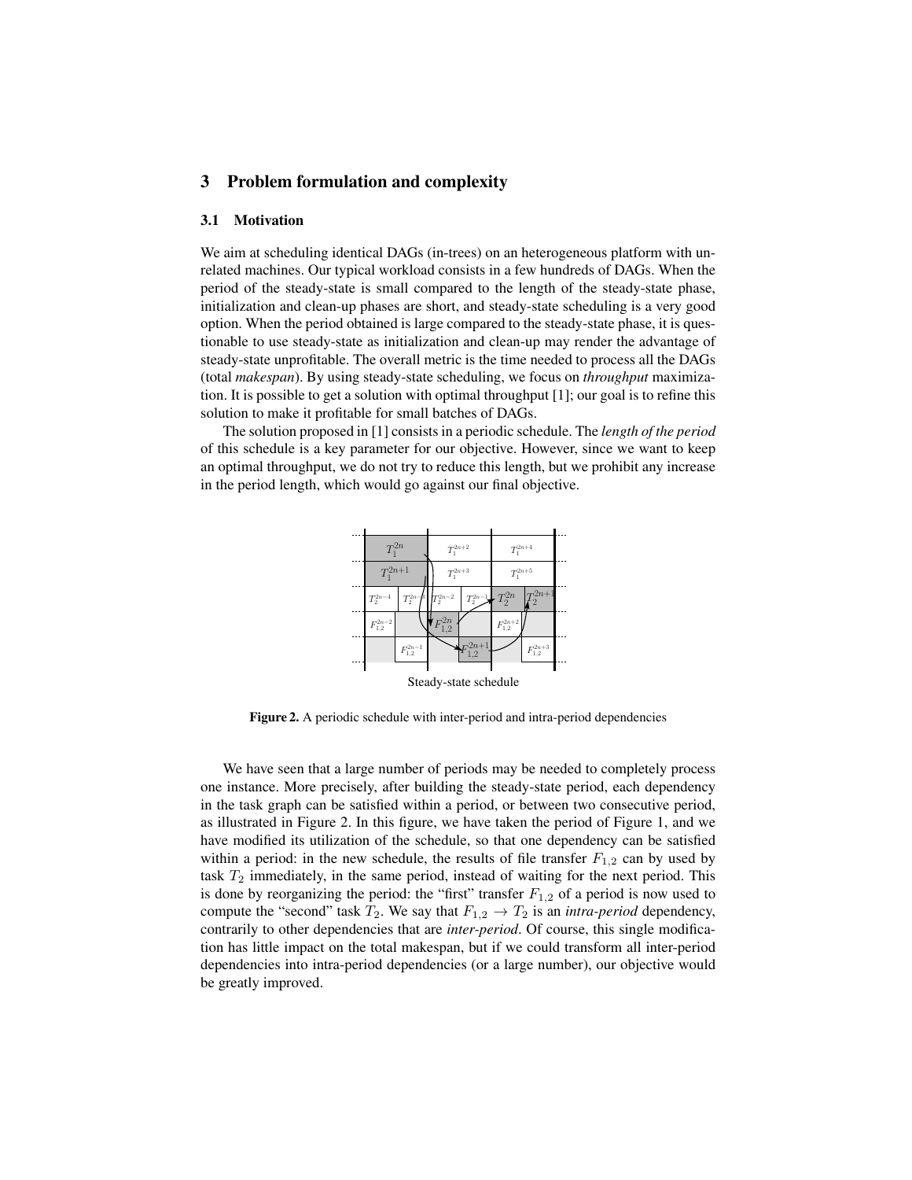## 3 Problem formulation and complexity

### 3.1 Motivation

We aim at scheduling identical DAGs (in-trees) on an heterogeneous platform with unrelated machines. Our typical workload consists in a few hundreds of DAGs. When the period of the steady-state is small compared to the length of the steady-state phase, initialization and clean-up phases are short, and steady-state scheduling is a very good option. When the period obtained is large compared to the steady-state phase, it is questionable to use steady-state as initialization and clean-up may render the advantage of steady-state unprofitable. The overall metric is the time needed to process all the DAGs (total *makespan*). By using steady-state scheduling, we focus on *throughput* maximization. It is possible to get a solution with optimal throughput [1]; our goal is to refine this solution to make it profitable for small batches of DAGs.

The solution proposed in [1] consists in a periodic schedule. The *length of the period* of this schedule is a key parameter for our objective. However, since we want to keep an optimal throughput, we do not try to reduce this length, but we prohibit any increase in the period length, which would go against our final objective.

Steady-state schedule

**Figure 2.** A periodic schedule with inter-period and intra-period dependencies

We have seen that a large number of periods may be needed to completely process one instance. More precisely, after building the steady-state period, each dependency in the task graph can be satisfied within a period, or between two consecutive period, as illustrated in Figure 2. In this figure, we have taken the period of Figure 1, and we have modified its utilization of the schedule, so that one dependency can be satisfied within a period: in the new schedule, the results of file transfer $F_{1,2}$ can by used by task $T_2$ immediately, in the same period, instead of waiting for the next period. This is done by reorganizing the period: the "first" transfer $F_{1,2}$ of a period is now used to compute the "second" task $T_2$. We say that $F_{1,2} \rightarrow T_2$ is an *intra-period* dependency, contrarily to other dependencies that are *inter-period*. Of course, this single modification has little impact on the total makespan, but if we could transform all inter-period dependencies into intra-period dependencies (or a large number), our objective would be greatly improved.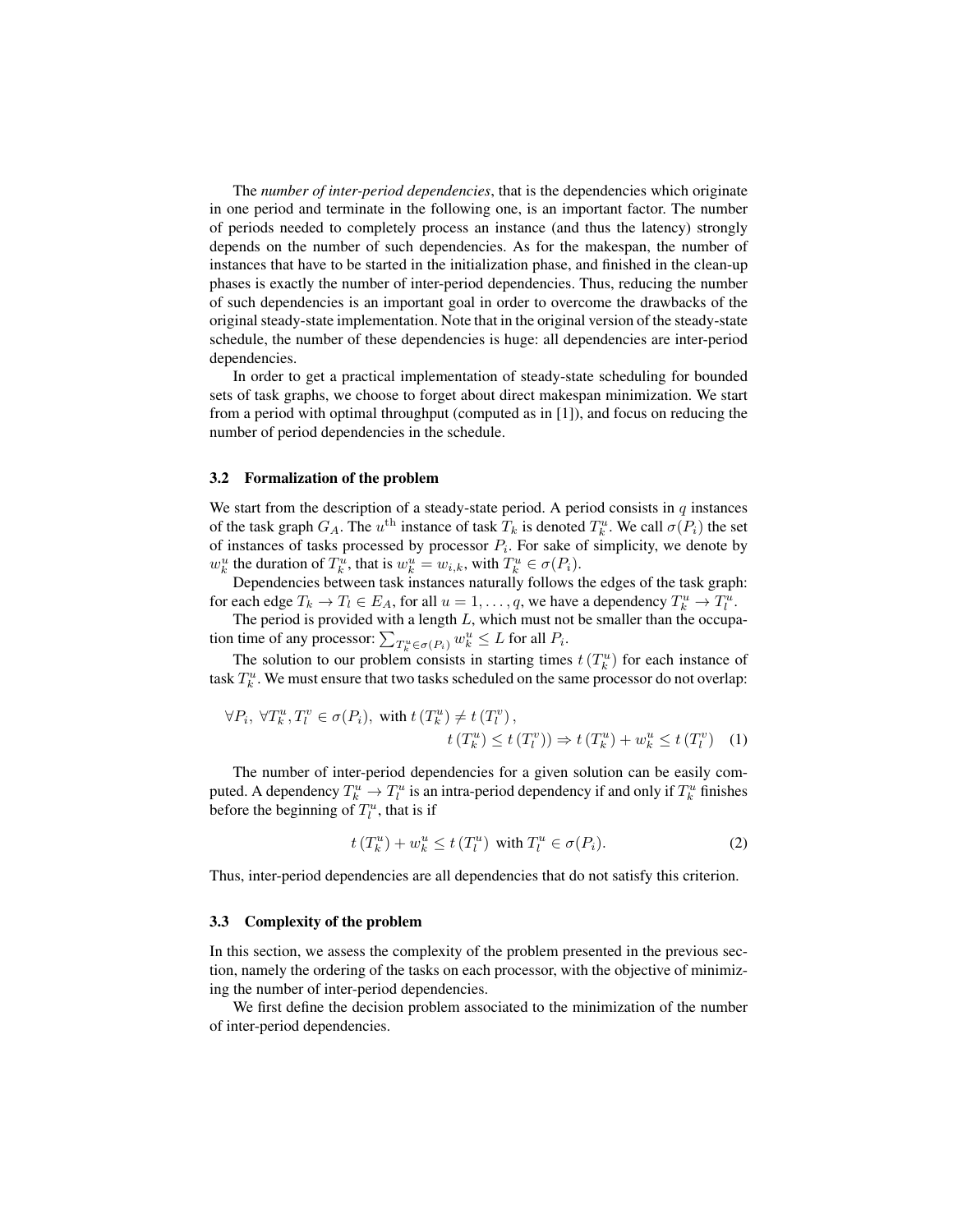The *number of inter-period dependencies*, that is the dependencies which originate in one period and terminate in the following one, is an important factor. The number of periods needed to completely process an instance (and thus the latency) strongly depends on the number of such dependencies. As for the makespan, the number of instances that have to be started in the initialization phase, and finished in the clean-up phases is exactly the number of inter-period dependencies. Thus, reducing the number of such dependencies is an important goal in order to overcome the drawbacks of the original steady-state implementation. Note that in the original version of the steady-state schedule, the number of these dependencies is huge: all dependencies are inter-period dependencies.

In order to get a practical implementation of steady-state scheduling for bounded sets of task graphs, we choose to forget about direct makespan minimization. We start from a period with optimal throughput (computed as in [1]), and focus on reducing the number of period dependencies in the schedule.

### 3.2 Formalization of the problem

We start from the description of a steady-state period. A period consists in $q$ instances of the task graph $G_A$. The $u^{\text{th}}$ instance of task $T_k$ is denoted $T_k^u$. We call $\sigma(P_i)$ the set of instances of tasks processed by processor $P_i$. For sake of simplicity, we denote by $w_k^u$ the duration of $T_k^u$, that is $w_k^u = w_{i,k}$, with $T_k^u \in \sigma(P_i)$.

Dependencies between task instances naturally follows the edges of the task graph: for each edge $T_k \to T_l \in E_A$, for all $u = 1, \ldots, q$, we have a dependency $T_k^u \to T_l^u$.

The period is provided with a length $L$, which must not be smaller than the occupation time of any processor: $\sum_{T_k^u \in \sigma(P_i)} w_k^u \leq L$ for all $P_i$.

The solution to our problem consists in starting times $t\left(T_k^u\right)$ for each instance of task $T_k^u$. We must ensure that two tasks scheduled on the same processor do not overlap:

$$\forall P_i,\ \forall T_k^u, T_l^v \in \sigma(P_i),\ \text{with } t\left(T_k^u\right) \neq t\left(T_l^v\right), \\ t\left(T_k^u\right) \leq t\left(T_l^v\right)) \Rightarrow t\left(T_k^u\right) + w_k^u \leq t\left(T_l^v\right) \quad (1)$$

The number of inter-period dependencies for a given solution can be easily computed. A dependency $T_k^u \to T_l^u$ is an intra-period dependency if and only if $T_k^u$ finishes before the beginning of $T_l^u$, that is if

$$t\left(T_k^u\right) + w_k^u \leq t\left(T_l^u\right) \text{ with } T_l^u \in \sigma(P_i). \quad (2)$$

Thus, inter-period dependencies are all dependencies that do not satisfy this criterion.

### 3.3 Complexity of the problem

In this section, we assess the complexity of the problem presented in the previous section, namely the ordering of the tasks on each processor, with the objective of minimizing the number of inter-period dependencies.

We first define the decision problem associated to the minimization of the number of inter-period dependencies.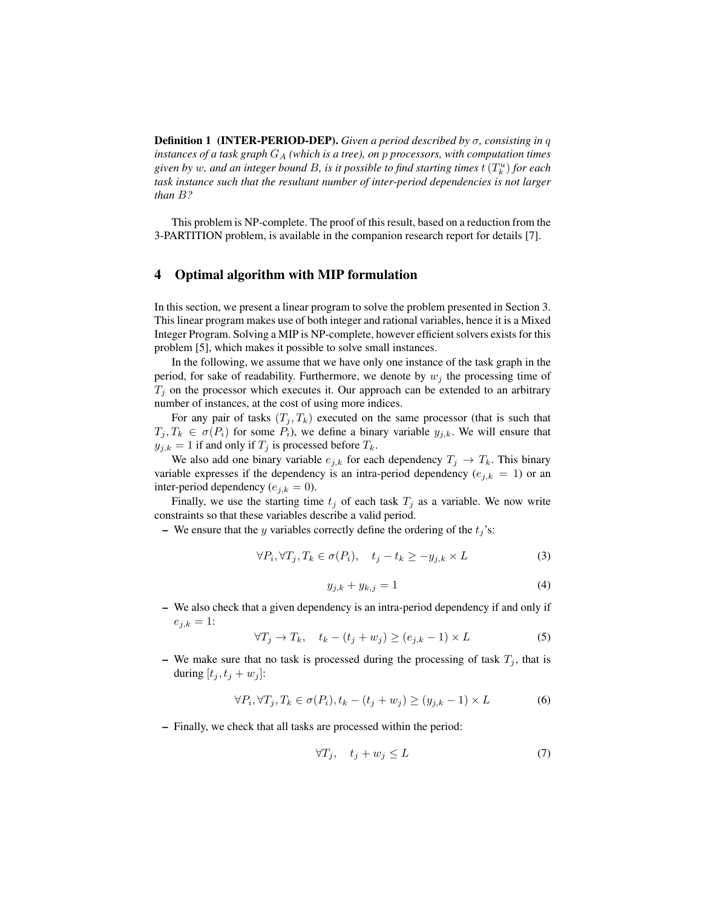**Definition 1 (INTER-PERIOD-DEP).** *Given a period described by $\sigma$, consisting in $q$ instances of a task graph $G_A$ (which is a tree), on $p$ processors, with computation times given by $w$, and an integer bound $B$, is it possible to find starting times $t\left(T_k^u\right)$ for each task instance such that the resultant number of inter-period dependencies is not larger than $B$?*

This problem is NP-complete. The proof of this result, based on a reduction from the 3-PARTITION problem, is available in the companion research report for details [7].

## 4 Optimal algorithm with MIP formulation

In this section, we present a linear program to solve the problem presented in Section 3. This linear program makes use of both integer and rational variables, hence it is a Mixed Integer Program. Solving a MIP is NP-complete, however efficient solvers exists for this problem [5], which makes it possible to solve small instances.

In the following, we assume that we have only one instance of the task graph in the period, for sake of readability. Furthermore, we denote by $w_j$ the processing time of $T_j$ on the processor which executes it. Our approach can be extended to an arbitrary number of instances, at the cost of using more indices.

For any pair of tasks $(T_j, T_k)$ executed on the same processor (that is such that $T_j, T_k \in \sigma(P_i)$ for some $P_i$), we define a binary variable $y_{j,k}$. We will ensure that $y_{j,k} = 1$ if and only if $T_j$ is processed before $T_k$.

We also add one binary variable $e_{j,k}$ for each dependency $T_j \rightarrow T_k$. This binary variable expresses if the dependency is an intra-period dependency ($e_{j,k} = 1$) or an inter-period dependency ($e_{j,k} = 0$).

Finally, we use the starting time $t_j$ of each task $T_j$ as a variable. We now write constraints so that these variables describe a valid period.

- We ensure that the $y$ variables correctly define the ordering of the $t_j$'s:

$$\forall P_i, \forall T_j, T_k \in \sigma(P_i), \quad t_j - t_k \geq -y_{j,k} \times L \tag{3}$$

$$y_{j,k} + y_{k,j} = 1 \tag{4}$$

- We also check that a given dependency is an intra-period dependency if and only if $e_{j,k} = 1$:

$$\forall T_j \rightarrow T_k, \quad t_k - (t_j + w_j) \geq (e_{j,k} - 1) \times L \tag{5}$$

- We make sure that no task is processed during the processing of task $T_j$, that is during $[t_j, t_j + w_j]$:

$$\forall P_i, \forall T_j, T_k \in \sigma(P_i), t_k - (t_j + w_j) \geq (y_{j,k} - 1) \times L \tag{6}$$

- Finally, we check that all tasks are processed within the period:

$$\forall T_j, \quad t_j + w_j \leq L \tag{7}$$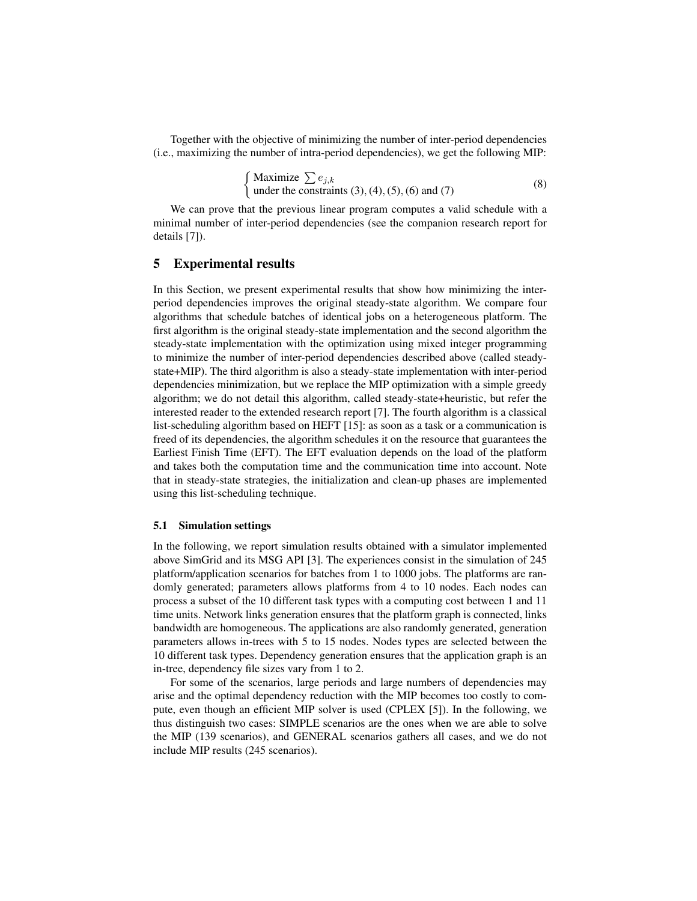Together with the objective of minimizing the number of inter-period dependencies (i.e., maximizing the number of intra-period dependencies), we get the following MIP:

$$\begin{cases} \text{Maximize } \sum e_{j,k} \\ \text{under the constraints (3), (4), (5), (6) and (7)} \end{cases} \tag{8}$$

We can prove that the previous linear program computes a valid schedule with a minimal number of inter-period dependencies (see the companion research report for details [7]).

## 5 Experimental results

In this Section, we present experimental results that show how minimizing the inter-period dependencies improves the original steady-state algorithm. We compare four algorithms that schedule batches of identical jobs on a heterogeneous platform. The first algorithm is the original steady-state implementation and the second algorithm the steady-state implementation with the optimization using mixed integer programming to minimize the number of inter-period dependencies described above (called steady-state+MIP). The third algorithm is also a steady-state implementation with inter-period dependencies minimization, but we replace the MIP optimization with a simple greedy algorithm; we do not detail this algorithm, called steady-state+heuristic, but refer the interested reader to the extended research report [7]. The fourth algorithm is a classical list-scheduling algorithm based on HEFT [15]: as soon as a task or a communication is freed of its dependencies, the algorithm schedules it on the resource that guarantees the Earliest Finish Time (EFT). The EFT evaluation depends on the load of the platform and takes both the computation time and the communication time into account. Note that in steady-state strategies, the initialization and clean-up phases are implemented using this list-scheduling technique.

### 5.1 Simulation settings

In the following, we report simulation results obtained with a simulator implemented above SimGrid and its MSG API [3]. The experiences consist in the simulation of 245 platform/application scenarios for batches from 1 to 1000 jobs. The platforms are randomly generated; parameters allows platforms from 4 to 10 nodes. Each nodes can process a subset of the 10 different task types with a computing cost between 1 and 11 time units. Network links generation ensures that the platform graph is connected, links bandwidth are homogeneous. The applications are also randomly generated, generation parameters allows in-trees with 5 to 15 nodes. Nodes types are selected between the 10 different task types. Dependency generation ensures that the application graph is an in-tree, dependency file sizes vary from 1 to 2.

For some of the scenarios, large periods and large numbers of dependencies may arise and the optimal dependency reduction with the MIP becomes too costly to compute, even though an efficient MIP solver is used (CPLEX [5]). In the following, we thus distinguish two cases: SIMPLE scenarios are the ones when we are able to solve the MIP (139 scenarios), and GENERAL scenarios gathers all cases, and we do not include MIP results (245 scenarios).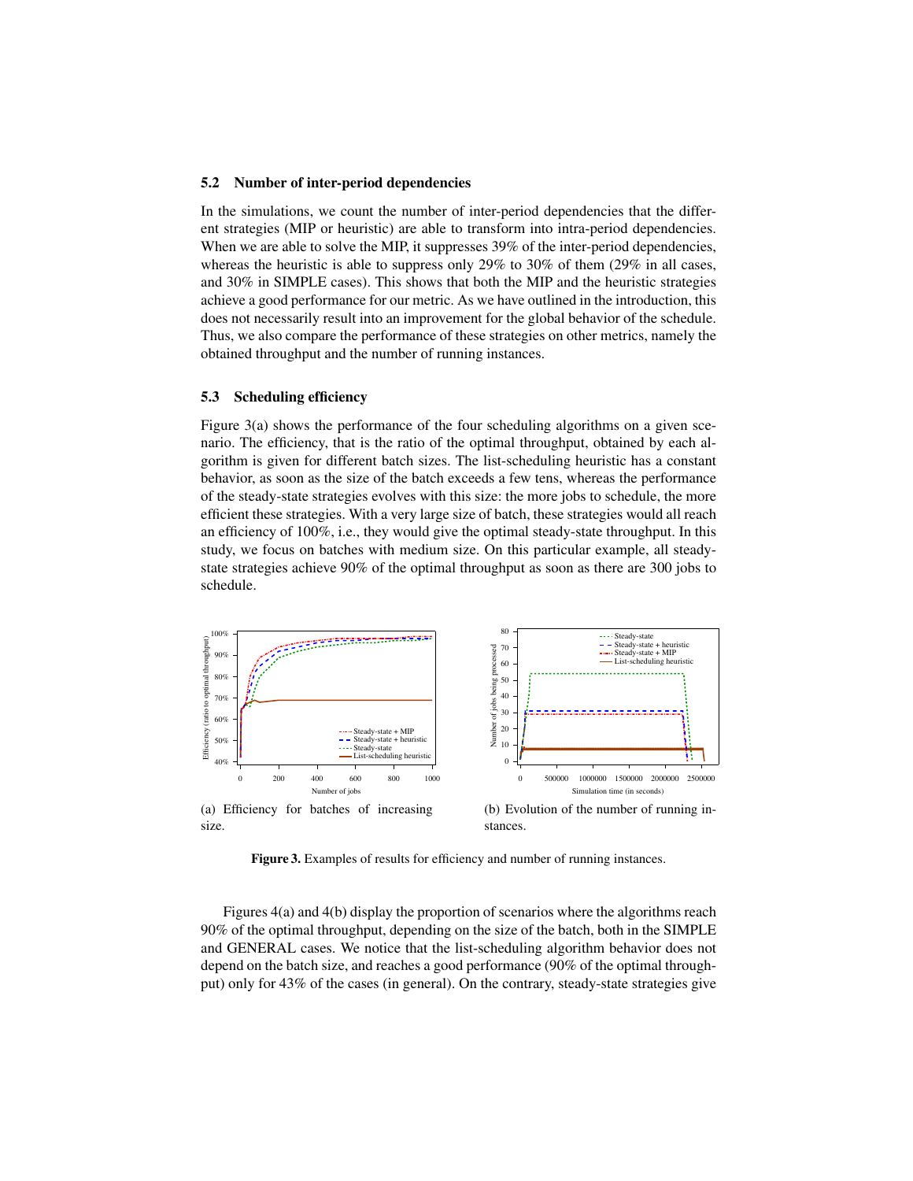### 5.2 Number of inter-period dependencies

In the simulations, we count the number of inter-period dependencies that the different strategies (MIP or heuristic) are able to transform into intra-period dependencies. When we are able to solve the MIP, it suppresses 39% of the inter-period dependencies, whereas the heuristic is able to suppress only 29% to 30% of them (29% in all cases, and 30% in SIMPLE cases). This shows that both the MIP and the heuristic strategies achieve a good performance for our metric. As we have outlined in the introduction, this does not necessarily result into an improvement for the global behavior of the schedule. Thus, we also compare the performance of these strategies on other metrics, namely the obtained throughput and the number of running instances.

### 5.3 Scheduling efficiency

Figure 3(a) shows the performance of the four scheduling algorithms on a given scenario. The efficiency, that is the ratio of the optimal throughput, obtained by each algorithm is given for different batch sizes. The list-scheduling heuristic has a constant behavior, as soon as the size of the batch exceeds a few tens, whereas the performance of the steady-state strategies evolves with this size: the more jobs to schedule, the more efficient these strategies. With a very large size of batch, these strategies would all reach an efficiency of 100%, i.e., they would give the optimal steady-state throughput. In this study, we focus on batches with medium size. On this particular example, all steady-state strategies achieve 90% of the optimal throughput as soon as there are 300 jobs to schedule.

(a) Efficiency for batches of increasing size.

(b) Evolution of the number of running instances.

**Figure 3.** Examples of results for efficiency and number of running instances.

Figures 4(a) and 4(b) display the proportion of scenarios where the algorithms reach 90% of the optimal throughput, depending on the size of the batch, both in the SIMPLE and GENERAL cases. We notice that the list-scheduling algorithm behavior does not depend on the batch size, and reaches a good performance (90% of the optimal throughput) only for 43% of the cases (in general). On the contrary, steady-state strategies give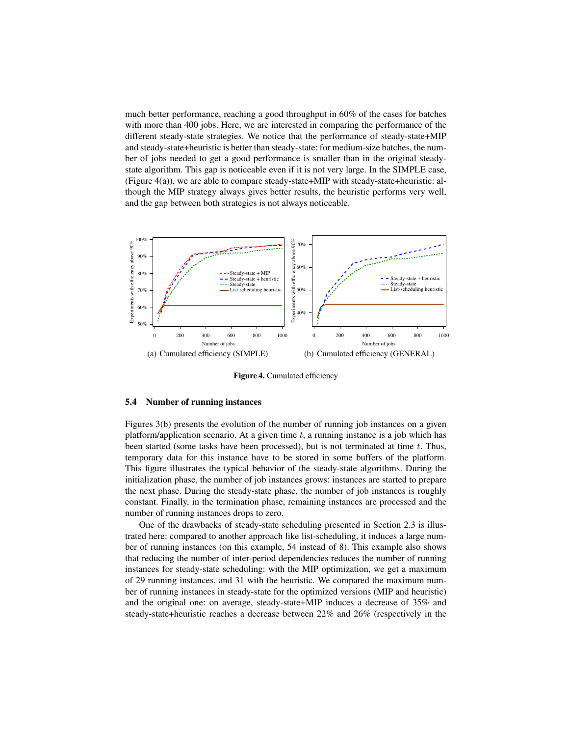much better performance, reaching a good throughput in 60% of the cases for batches with more than 400 jobs. Here, we are interested in comparing the performance of the different steady-state strategies. We notice that the performance of steady-state+MIP and steady-state+heuristic is better than steady-state: for medium-size batches, the number of jobs needed to get a good performance is smaller than in the original steady-state algorithm. This gap is noticeable even if it is not very large. In the SIMPLE case, (Figure 4(a)), we are able to compare steady-state+MIP with steady-state+heuristic: although the MIP strategy always gives better results, the heuristic performs very well, and the gap between both strategies is not always noticeable.

(a) Cumulated efficiency (SIMPLE)

(b) Cumulated efficiency (GENERAL)

**Figure 4.** Cumulated efficiency

### 5.4 Number of running instances

Figures 3(b) presents the evolution of the number of running job instances on a given platform/application scenario. At a given time $t$, a running instance is a job which has been started (some tasks have been processed), but is not terminated at time $t$. Thus, temporary data for this instance have to be stored in some buffers of the platform. This figure illustrates the typical behavior of the steady-state algorithms. During the initialization phase, the number of job instances grows: instances are started to prepare the next phase. During the steady-state phase, the number of job instances is roughly constant. Finally, in the termination phase, remaining instances are processed and the number of running instances drops to zero.

One of the drawbacks of steady-state scheduling presented in Section 2.3 is illustrated here: compared to another approach like list-scheduling, it induces a large number of running instances (on this example, 54 instead of 8). This example also shows that reducing the number of inter-period dependencies reduces the number of running instances for steady-state scheduling: with the MIP optimization, we get a maximum of 29 running instances, and 31 with the heuristic. We compared the maximum number of running instances in steady-state for the optimized versions (MIP and heuristic) and the original one: on average, steady-state+MIP induces a decrease of 35% and steady-state+heuristic reaches a decrease between 22% and 26% (respectively in the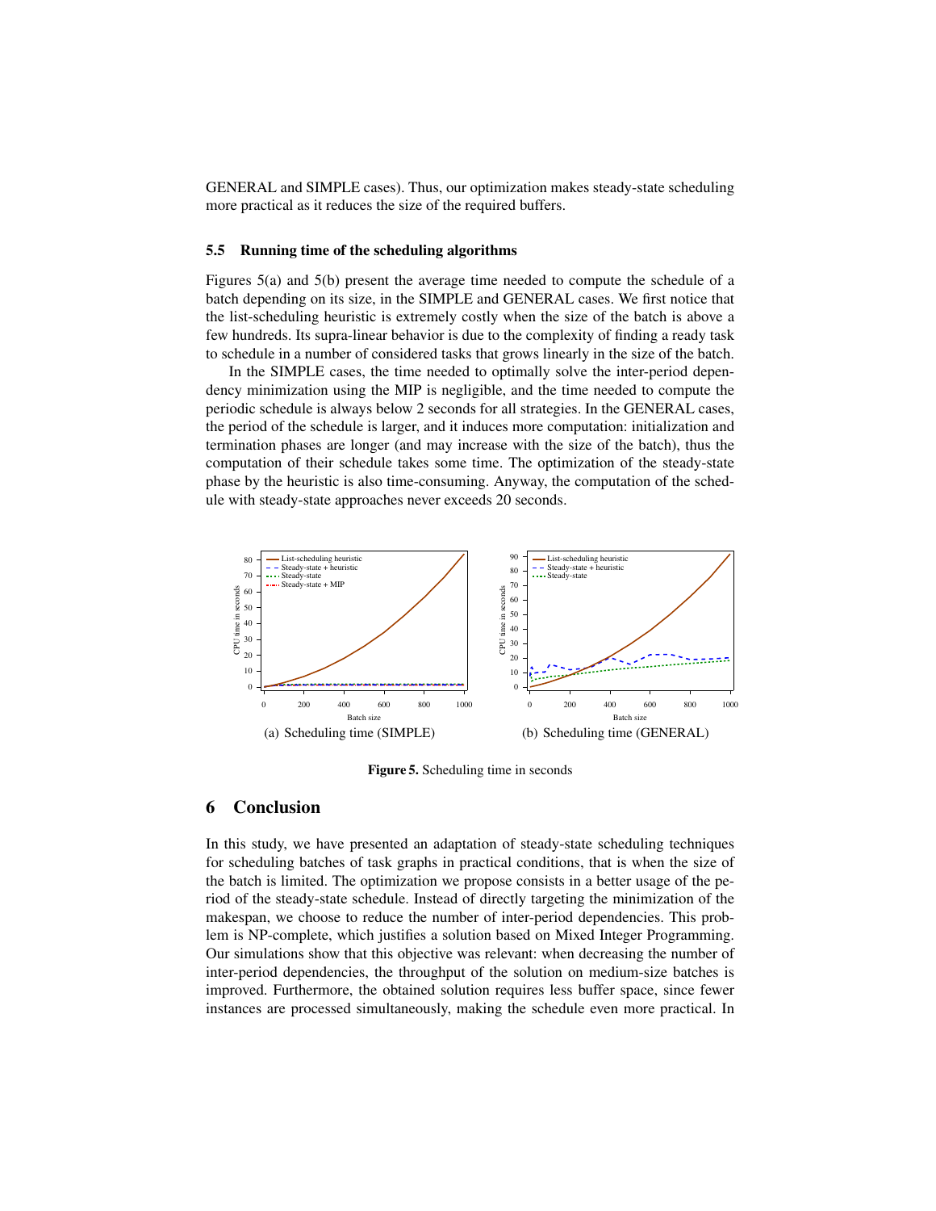GENERAL and SIMPLE cases). Thus, our optimization makes steady-state scheduling more practical as it reduces the size of the required buffers.

### 5.5 Running time of the scheduling algorithms

Figures 5(a) and 5(b) present the average time needed to compute the schedule of a batch depending on its size, in the SIMPLE and GENERAL cases. We first notice that the list-scheduling heuristic is extremely costly when the size of the batch is above a few hundreds. Its supra-linear behavior is due to the complexity of finding a ready task to schedule in a number of considered tasks that grows linearly in the size of the batch.

In the SIMPLE cases, the time needed to optimally solve the inter-period dependency minimization using the MIP is negligible, and the time needed to compute the periodic schedule is always below 2 seconds for all strategies. In the GENERAL cases, the period of the schedule is larger, and it induces more computation: initialization and termination phases are longer (and may increase with the size of the batch), thus the computation of their schedule takes some time. The optimization of the steady-state phase by the heuristic is also time-consuming. Anyway, the computation of the schedule with steady-state approaches never exceeds 20 seconds.

List-scheduling heuristic
Steady-state + heuristic
Steady-state
Steady-state + MIP
CPU time in seconds
0 10 20 30 40 50 60 70 80
0 200 400 600 800 1000
Batch size

(a) Scheduling time (SIMPLE)

List-scheduling heuristic
Steady-state + heuristic
Steady-state
CPU time in seconds
0 10 20 30 40 50 60 70 80 90
0 200 400 600 800 1000
Batch size

(b) Scheduling time (GENERAL)

**Figure 5.** Scheduling time in seconds

## 6 Conclusion

In this study, we have presented an adaptation of steady-state scheduling techniques for scheduling batches of task graphs in practical conditions, that is when the size of the batch is limited. The optimization we propose consists in a better usage of the period of the steady-state schedule. Instead of directly targeting the minimization of the makespan, we choose to reduce the number of inter-period dependencies. This problem is NP-complete, which justifies a solution based on Mixed Integer Programming. Our simulations show that this objective was relevant: when decreasing the number of inter-period dependencies, the throughput of the solution on medium-size batches is improved. Furthermore, the obtained solution requires less buffer space, since fewer instances are processed simultaneously, making the schedule even more practical. In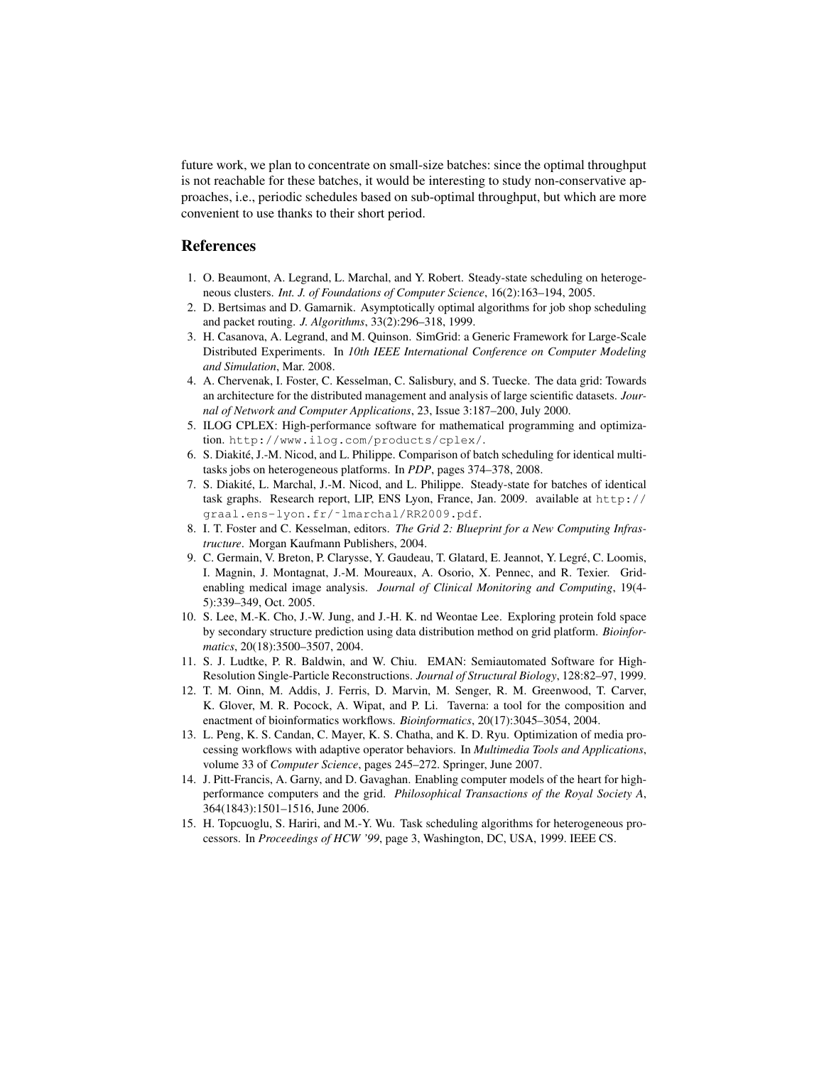future work, we plan to concentrate on small-size batches: since the optimal throughput is not reachable for these batches, it would be interesting to study non-conservative approaches, i.e., periodic schedules based on sub-optimal throughput, but which are more convenient to use thanks to their short period.

## References

1. O. Beaumont, A. Legrand, L. Marchal, and Y. Robert. Steady-state scheduling on heterogeneous clusters. *Int. J. of Foundations of Computer Science*, 16(2):163–194, 2005.
2. D. Bertsimas and D. Gamarnik. Asymptotically optimal algorithms for job shop scheduling and packet routing. *J. Algorithms*, 33(2):296–318, 1999.
3. H. Casanova, A. Legrand, and M. Quinson. SimGrid: a Generic Framework for Large-Scale Distributed Experiments. In *10th IEEE International Conference on Computer Modeling and Simulation*, Mar. 2008.
4. A. Chervenak, I. Foster, C. Kesselman, C. Salisbury, and S. Tuecke. The data grid: Towards an architecture for the distributed management and analysis of large scientific datasets. *Journal of Network and Computer Applications*, 23, Issue 3:187–200, July 2000.
5. ILOG CPLEX: High-performance software for mathematical programming and optimization. `http://www.ilog.com/products/cplex/`.
6. S. Diakité, J.-M. Nicod, and L. Philippe. Comparison of batch scheduling for identical multi-tasks jobs on heterogeneous platforms. In *PDP*, pages 374–378, 2008.
7. S. Diakité, L. Marchal, J.-M. Nicod, and L. Philippe. Steady-state for batches of identical task graphs. Research report, LIP, ENS Lyon, France, Jan. 2009. available at `http://graal.ens-lyon.fr/~lmarchal/RR2009.pdf`.
8. I. T. Foster and C. Kesselman, editors. *The Grid 2: Blueprint for a New Computing Infrastructure*. Morgan Kaufmann Publishers, 2004.
9. C. Germain, V. Breton, P. Clarysse, Y. Gaudeau, T. Glatard, E. Jeannot, Y. Legré, C. Loomis, I. Magnin, J. Montagnat, J.-M. Moureaux, A. Osorio, X. Pennec, and R. Texier. Grid-enabling medical image analysis. *Journal of Clinical Monitoring and Computing*, 19(4-5):339–349, Oct. 2005.
10. S. Lee, M.-K. Cho, J.-W. Jung, and J.-H. K. nd Weontae Lee. Exploring protein fold space by secondary structure prediction using data distribution method on grid platform. *Bioinformatics*, 20(18):3500–3507, 2004.
11. S. J. Ludtke, P. R. Baldwin, and W. Chiu. EMAN: Semiautomated Software for High-Resolution Single-Particle Reconstructions. *Journal of Structural Biology*, 128:82–97, 1999.
12. T. M. Oinn, M. Addis, J. Ferris, D. Marvin, M. Senger, R. M. Greenwood, T. Carver, K. Glover, M. R. Pocock, A. Wipat, and P. Li. Taverna: a tool for the composition and enactment of bioinformatics workflows. *Bioinformatics*, 20(17):3045–3054, 2004.
13. L. Peng, K. S. Candan, C. Mayer, K. S. Chatha, and K. D. Ryu. Optimization of media processing workflows with adaptive operator behaviors. In *Multimedia Tools and Applications*, volume 33 of *Computer Science*, pages 245–272. Springer, June 2007.
14. J. Pitt-Francis, A. Garny, and D. Gavaghan. Enabling computer models of the heart for high-performance computers and the grid. *Philosophical Transactions of the Royal Society A*, 364(1843):1501–1516, June 2006.
15. H. Topcuoglu, S. Hariri, and M.-Y. Wu. Task scheduling algorithms for heterogeneous processors. In *Proceedings of HCW '99*, page 3, Washington, DC, USA, 1999. IEEE CS.